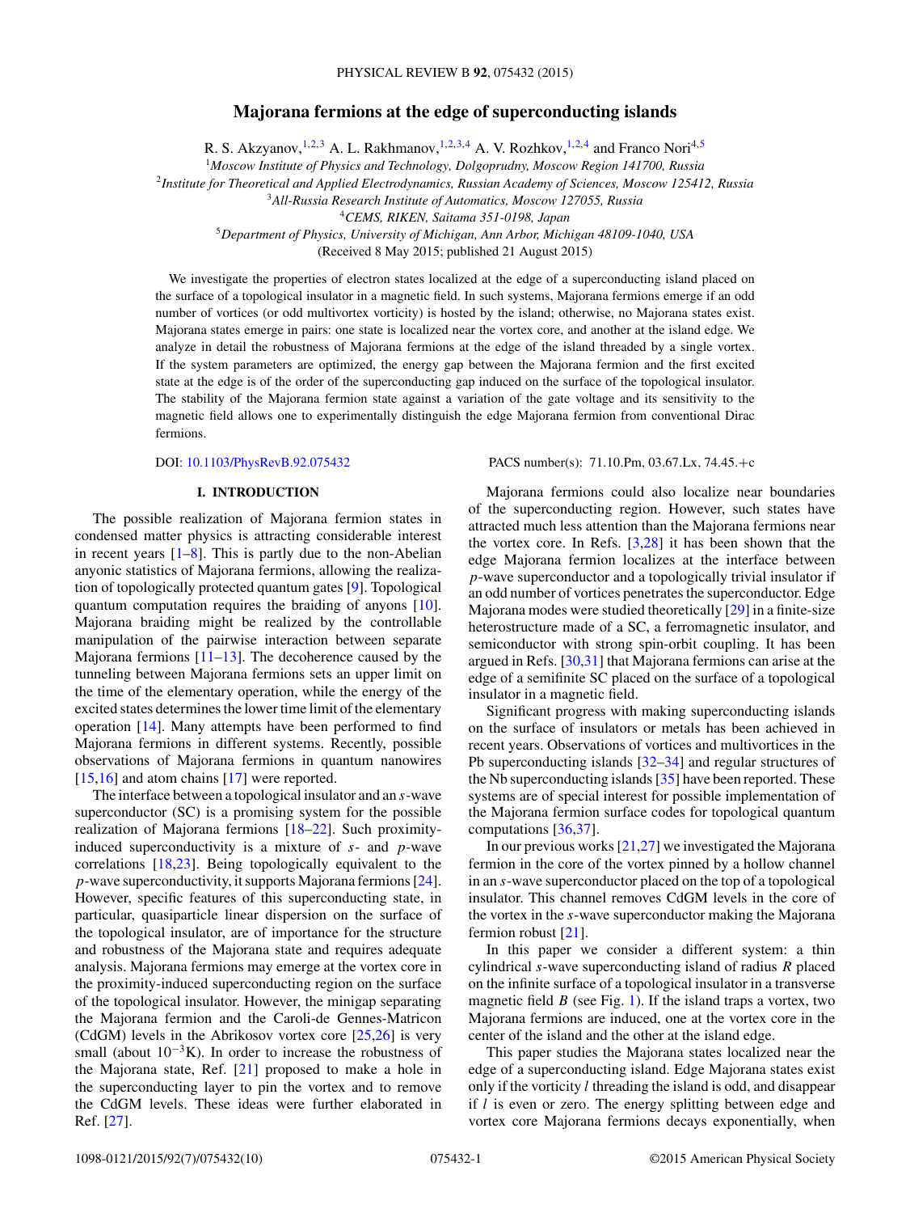# Majorana fermions at the edge of superconducting islands

R. S. Akzyanov,[1,2,3] A. L. Rakhmanov,[1,2,3,4] A. V. Rozhkov,[1,2,4] and Franco Nori[4,5]

[1]*Moscow Institute of Physics and Technology, Dolgoprudny, Moscow Region 141700, Russia*
[2]*Institute for Theoretical and Applied Electrodynamics, Russian Academy of Sciences, Moscow 125412, Russia*
[3]*All-Russia Research Institute of Automatics, Moscow 127055, Russia*
[4]*CEMS, RIKEN, Saitama 351-0198, Japan*
[5]*Department of Physics, University of Michigan, Ann Arbor, Michigan 48109-1040, USA*

(Received 8 May 2015; published 21 August 2015)

We investigate the properties of electron states localized at the edge of a superconducting island placed on the surface of a topological insulator in a magnetic field. In such systems, Majorana fermions emerge if an odd number of vortices (or odd multivortex vorticity) is hosted by the island; otherwise, no Majorana states exist. Majorana states emerge in pairs: one state is localized near the vortex core, and another at the island edge. We analyze in detail the robustness of Majorana fermions at the edge of the island threaded by a single vortex. If the system parameters are optimized, the energy gap between the Majorana fermion and the first excited state at the edge is of the order of the superconducting gap induced on the surface of the topological insulator. The stability of the Majorana fermion state against a variation of the gate voltage and its sensitivity to the magnetic field allows one to experimentally distinguish the edge Majorana fermion from conventional Dirac fermions.

DOI: 10.1103/PhysRevB.92.075432 PACS number(s): 71.10.Pm, 03.67.Lx, 74.45.+c

## I. INTRODUCTION

The possible realization of Majorana fermion states in condensed matter physics is attracting considerable interest in recent years [1–8]. This is partly due to the non-Abelian anyonic statistics of Majorana fermions, allowing the realization of topologically protected quantum gates [9]. Topological quantum computation requires the braiding of anyons [10]. Majorana braiding might be realized by the controllable manipulation of the pairwise interaction between separate Majorana fermions [11–13]. The decoherence caused by the tunneling between Majorana fermions sets an upper limit on the time of the elementary operation, while the energy of the excited states determines the lower time limit of the elementary operation [14]. Many attempts have been performed to find Majorana fermions in different systems. Recently, possible observations of Majorana fermions in quantum nanowires [15,16] and atom chains [17] were reported.

The interface between a topological insulator and an $s$-wave superconductor (SC) is a promising system for the possible realization of Majorana fermions [18–22]. Such proximity-induced superconductivity is a mixture of $s$- and $p$-wave correlations [18,23]. Being topologically equivalent to the $p$-wave superconductivity, it supports Majorana fermions [24]. However, specific features of this superconducting state, in particular, quasiparticle linear dispersion on the surface of the topological insulator, are of importance for the structure and robustness of the Majorana state and requires adequate analysis. Majorana fermions may emerge at the vortex core in the proximity-induced superconducting region on the surface of the topological insulator. However, the minigap separating the Majorana fermion and the Caroli-de Gennes-Matricon (CdGM) levels in the Abrikosov vortex core [25,26] is very small (about $10^{-3}$K). In order to increase the robustness of the Majorana state, Ref. [21] proposed to make a hole in the superconducting layer to pin the vortex and to remove the CdGM levels. These ideas were further elaborated in Ref. [27].

Majorana fermions could also localize near boundaries of the superconducting region. However, such states have attracted much less attention than the Majorana fermions near the vortex core. In Refs. [3,28] it has been shown that the edge Majorana fermion localizes at the interface between $p$-wave superconductor and a topologically trivial insulator if an odd number of vortices penetrates the superconductor. Edge Majorana modes were studied theoretically [29] in a finite-size heterostructure made of a SC, a ferromagnetic insulator, and semiconductor with strong spin-orbit coupling. It has been argued in Refs. [30,31] that Majorana fermions can arise at the edge of a semifinite SC placed on the surface of a topological insulator in a magnetic field.

Significant progress with making superconducting islands on the surface of insulators or metals has been achieved in recent years. Observations of vortices and multivortices in the Pb superconducting islands [32–34] and regular structures of the Nb superconducting islands [35] have been reported. These systems are of special interest for possible implementation of the Majorana fermion surface codes for topological quantum computations [36,37].

In our previous works [21,27] we investigated the Majorana fermion in the core of the vortex pinned by a hollow channel in an $s$-wave superconductor placed on the top of a topological insulator. This channel removes CdGM levels in the core of the vortex in the $s$-wave superconductor making the Majorana fermion robust [21].

In this paper we consider a different system: a thin cylindrical $s$-wave superconducting island of radius $R$ placed on the infinite surface of a topological insulator in a transverse magnetic field $B$ (see Fig. 1). If the island traps a vortex, two Majorana fermions are induced, one at the vortex core in the center of the island and the other at the island edge.

This paper studies the Majorana states localized near the edge of a superconducting island. Edge Majorana states exist only if the vorticity $l$ threading the island is odd, and disappear if $l$ is even or zero. The energy splitting between edge and vortex core Majorana fermions decays exponentially, when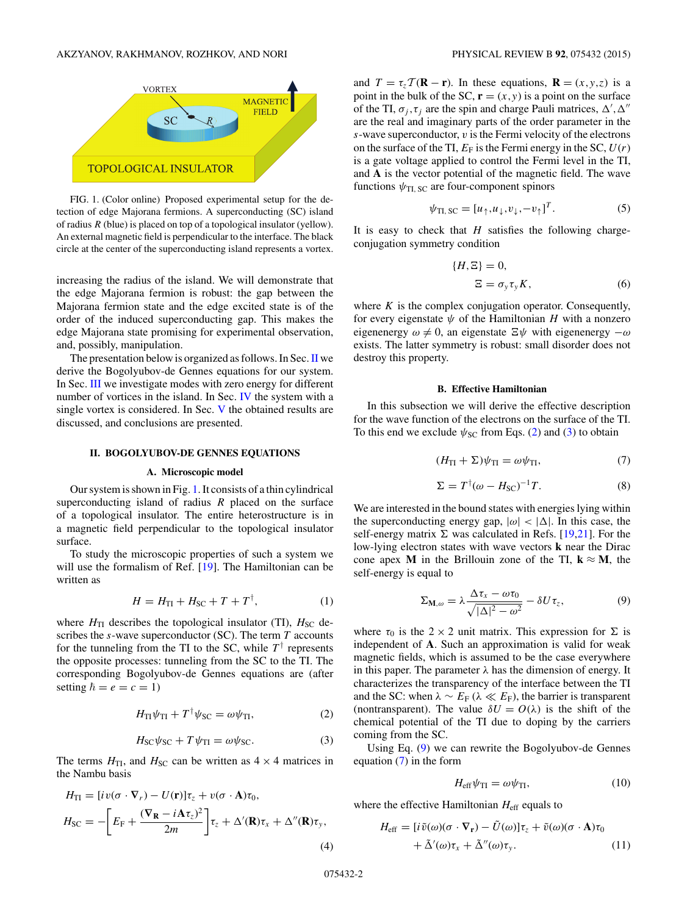FIG. 1. (Color online) Proposed experimental setup for the detection of edge Majorana fermions. A superconducting (SC) island of radius $R$ (blue) is placed on top of a topological insulator (yellow). An external magnetic field is perpendicular to the interface. The black circle at the center of the superconducting island represents a vortex.

increasing the radius of the island. We will demonstrate that the edge Majorana fermion is robust: the gap between the Majorana fermion state and the edge excited state is of the order of the induced superconducting gap. This makes the edge Majorana state promising for experimental observation, and, possibly, manipulation.

The presentation below is organized as follows. In Sec. II we derive the Bogolyubov-de Gennes equations for our system. In Sec. III we investigate modes with zero energy for different number of vortices in the island. In Sec. IV the system with a single vortex is considered. In Sec. V the obtained results are discussed, and conclusions are presented.

## II. BOGOLYUBOV-DE GENNES EQUATIONS

### A. Microscopic model

Our system is shown in Fig. 1. It consists of a thin cylindrical superconducting island of radius $R$ placed on the surface of a topological insulator. The entire heterostructure is in a magnetic field perpendicular to the topological insulator surface.

To study the microscopic properties of such a system we will use the formalism of Ref. [19]. The Hamiltonian can be written as

$$H = H_{\rm TI} + H_{\rm SC} + T + T^{\dagger}, \tag{1}$$

where $H_{\rm TI}$ describes the topological insulator (TI), $H_{\rm SC}$ describes the $s$-wave superconductor (SC). The term $T$ accounts for the tunneling from the TI to the SC, while $T^{\dagger}$ represents the opposite processes: tunneling from the SC to the TI. The corresponding Bogolyubov-de Gennes equations are (after setting $\hbar = e = c = 1$)

$$H_{\rm TI}\psi_{\rm TI} + T^{\dagger}\psi_{\rm SC} = \omega\psi_{\rm TI}, \tag{2}$$

$$H_{\rm SC}\psi_{\rm SC} + T\psi_{\rm TI} = \omega\psi_{\rm SC}. \tag{3}$$

The terms $H_{\rm TI}$, and $H_{\rm SC}$ can be written as $4\times 4$ matrices in the Nambu basis

$$\begin{aligned} H_{\rm TI} &= [iv(\sigma\cdot\nabla_r) - U(\mathbf{r})]\tau_z + v(\sigma\cdot\mathbf{A})\tau_0, \\ H_{\rm SC} &= -\left[E_{\rm F} + \frac{(\nabla_{\mathbf{R}} - i\mathbf{A}\tau_z)^2}{2m}\right]\tau_z + \Delta'(\mathbf{R})\tau_x + \Delta''(\mathbf{R})\tau_y, \end{aligned} \tag{4}$$

and $T = \tau_z\mathcal{T}(\mathbf{R}-\mathbf{r})$. In these equations, $\mathbf{R} = (x,y,z)$ is a point in the bulk of the SC, $\mathbf{r} = (x,y)$ is a point on the surface of the TI, $\sigma_j, \tau_j$ are the spin and charge Pauli matrices, $\Delta', \Delta''$ are the real and imaginary parts of the order parameter in the $s$-wave superconductor, $v$ is the Fermi velocity of the electrons on the surface of the TI, $E_{\rm F}$ is the Fermi energy in the SC, $U(r)$ is a gate voltage applied to control the Fermi level in the TI, and $\mathbf{A}$ is the vector potential of the magnetic field. The wave functions $\psi_{\rm TI,\,SC}$ are four-component spinors

$$\psi_{\rm TI,\,SC} = [u_{\uparrow}, u_{\downarrow}, v_{\downarrow}, -v_{\uparrow}]^T. \tag{5}$$

It is easy to check that $H$ satisfies the following charge-conjugation symmetry condition

$$\begin{aligned} \{H,\Xi\} &= 0, \\ \Xi &= \sigma_y\tau_y K, \end{aligned} \tag{6}$$

where $K$ is the complex conjugation operator. Consequently, for every eigenstate $\psi$ of the Hamiltonian $H$ with a nonzero eigenenergy $\omega \neq 0$, an eigenstate $\Xi\psi$ with eigenenergy $-\omega$ exists. The latter symmetry is robust: small disorder does not destroy this property.

### B. Effective Hamiltonian

In this subsection we will derive the effective description for the wave function of the electrons on the surface of the TI. To this end we exclude $\psi_{\rm SC}$ from Eqs. (2) and (3) to obtain

$$(H_{\rm TI} + \Sigma)\psi_{\rm TI} = \omega\psi_{\rm TI}, \tag{7}$$

$$\Sigma = T^{\dagger}(\omega - H_{\rm SC})^{-1}T. \tag{8}$$

We are interested in the bound states with energies lying within the superconducting energy gap, $|\omega| < |\Delta|$. In this case, the self-energy matrix $\Sigma$ was calculated in Refs. [19,21]. For the low-lying electron states with wave vectors $\mathbf{k}$ near the Dirac cone apex $\mathbf{M}$ in the Brillouin zone of the TI, $\mathbf{k} \approx \mathbf{M}$, the self-energy is equal to

$$\Sigma_{\mathbf{M},\omega} = \lambda\frac{\Delta\tau_x - \omega\tau_0}{\sqrt{|\Delta|^2 - \omega^2}} - \delta U\tau_z, \tag{9}$$

where $\tau_0$ is the $2\times 2$ unit matrix. This expression for $\Sigma$ is independent of $\mathbf{A}$. Such an approximation is valid for weak magnetic fields, which is assumed to be the case everywhere in this paper. The parameter $\lambda$ has the dimension of energy. It characterizes the transparency of the interface between the TI and the SC: when $\lambda \sim E_{\rm F}$ ($\lambda \ll E_{\rm F}$), the barrier is transparent (nontransparent). The value $\delta U = O(\lambda)$ is the shift of the chemical potential of the TI due to doping by the carriers coming from the SC.

Using Eq. (9) we can rewrite the Bogolyubov-de Gennes equation (7) in the form

$$H_{\rm eff}\psi_{\rm TI} = \omega\psi_{\rm TI}, \tag{10}$$

where the effective Hamiltonian $H_{\rm eff}$ equals to

$$\begin{aligned} H_{\rm eff} = [i\tilde{v}(\omega)(\sigma\cdot\nabla_{\mathbf{r}}) - \tilde{U}(\omega)]\tau_z + \tilde{v}(\omega)(\sigma\cdot\mathbf{A})\tau_0 \\ + \tilde{\Delta}'(\omega)\tau_x + \tilde{\Delta}''(\omega)\tau_y. \end{aligned} \tag{11}$$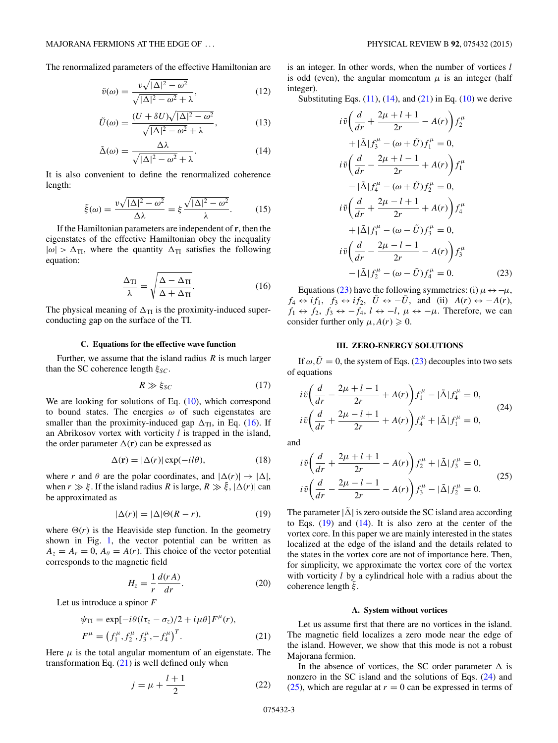The renormalized parameters of the effective Hamiltonian are

$$\tilde{v}(\omega) = \frac{v\sqrt{|\Delta|^2 - \omega^2}}{\sqrt{|\Delta|^2 - \omega^2} + \lambda}, \tag{12}$$

$$\tilde{U}(\omega) = \frac{(U + \delta U)\sqrt{|\Delta|^2 - \omega^2}}{\sqrt{|\Delta|^2 - \omega^2} + \lambda}, \tag{13}$$

$$\tilde{\Delta}(\omega) = \frac{\Delta\lambda}{\sqrt{|\Delta|^2 - \omega^2} + \lambda}. \tag{14}$$

It is also convenient to define the renormalized coherence length:

$$\tilde{\xi}(\omega) = \frac{v\sqrt{|\Delta|^2 - \omega^2}}{\Delta\lambda} = \xi\frac{\sqrt{|\Delta|^2 - \omega^2}}{\lambda}. \tag{15}$$

If the Hamiltonian parameters are independent of $\mathbf{r}$, then the eigenstates of the effective Hamiltonian obey the inequality $|\omega| > \Delta_{\mathrm{TI}}$, where the quantity $\Delta_{\mathrm{TI}}$ satisfies the following equation:

$$\frac{\Delta_{\mathrm{TI}}}{\lambda} = \sqrt{\frac{\Delta - \Delta_{\mathrm{TI}}}{\Delta + \Delta_{\mathrm{TI}}}}. \tag{16}$$

The physical meaning of $\Delta_{\mathrm{TI}}$ is the proximity-induced superconducting gap on the surface of the TI.

### C. Equations for the effective wave function

Further, we assume that the island radius $R$ is much larger than the SC coherence length $\xi_{SC}$.

$$R \gg \xi_{SC} \tag{17}$$

We are looking for solutions of Eq. (10), which correspond to bound states. The energies $\omega$ of such eigenstates are smaller than the proximity-induced gap $\Delta_{\mathrm{TI}}$, in Eq. (16). If an Abrikosov vortex with vorticity $l$ is trapped in the island, the order parameter $\Delta(\mathbf{r})$ can be expressed as

$$\Delta(\mathbf{r}) = |\Delta(r)|\exp(-il\theta), \tag{18}$$

where $r$ and $\theta$ are the polar coordinates, and $|\Delta(r)| \to |\Delta|$, when $r \gg \xi$. If the island radius $R$ is large, $R \gg \tilde{\xi}$, $|\Delta(r)|$ can be approximated as

$$|\Delta(r)| = |\Delta|\Theta(R - r), \tag{19}$$

where $\Theta(r)$ is the Heaviside step function. In the geometry shown in Fig. 1, the vector potential can be written as $A_z = A_r = 0$, $A_\theta = A(r)$. This choice of the vector potential corresponds to the magnetic field

$$H_z = \frac{1}{r}\frac{d(rA)}{dr}. \tag{20}$$

Let us introduce a spinor $F$

$$\psi_{\mathrm{TI}} = \exp[-i\theta(l\tau_z - \sigma_z)/2 + i\mu\theta]F^\mu(r),$$
$$F^\mu = \left(f_1^\mu, f_2^\mu, f_3^\mu, -f_4^\mu\right)^T. \tag{21}$$

Here $\mu$ is the total angular momentum of an eigenstate. The transformation Eq. (21) is well defined only when

$$j = \mu + \frac{l+1}{2} \tag{22}$$

is an integer. In other words, when the number of vortices $l$ is odd (even), the angular momentum $\mu$ is an integer (half integer).

Substituting Eqs. (11), (14), and (21) in Eq. (10) we derive

$$\begin{aligned}
&i\tilde{v}\left(\frac{d}{dr} + \frac{2\mu + l + 1}{2r} - A(r)\right)f_2^\mu \\
&\quad + |\tilde{\Delta}|f_3^\mu - (\omega + \tilde{U})f_1^\mu = 0, \\
&i\tilde{v}\left(\frac{d}{dr} - \frac{2\mu + l - 1}{2r} + A(r)\right)f_1^\mu \\
&\quad - |\tilde{\Delta}|f_4^\mu - (\omega + \tilde{U})f_2^\mu = 0, \\
&i\tilde{v}\left(\frac{d}{dr} + \frac{2\mu - l + 1}{2r} + A(r)\right)f_4^\mu \\
&\quad + |\tilde{\Delta}|f_1^\mu - (\omega - \tilde{U})f_3^\mu = 0, \\
&i\tilde{v}\left(\frac{d}{dr} - \frac{2\mu - l - 1}{2r} - A(r)\right)f_3^\mu \\
&\quad - |\tilde{\Delta}|f_2^\mu - (\omega - \tilde{U})f_4^\mu = 0.
\end{aligned} \tag{23}$$

Equations (23) have the following symmetries: (i) $\mu \leftrightarrow -\mu$, $f_4 \leftrightarrow if_1$, $f_3 \leftrightarrow if_2$, $\tilde{U} \leftrightarrow -\tilde{U}$, and (ii) $A(r) \leftrightarrow -A(r)$, $f_1 \leftrightarrow f_2$, $f_3 \leftrightarrow -f_4$, $l \leftrightarrow -l$, $\mu \leftrightarrow -\mu$. Therefore, we can consider further only $\mu, A(r) \geqslant 0$.

## III. ZERO-ENERGY SOLUTIONS

If $\omega, \tilde{U} = 0$, the system of Eqs. (23) decouples into two sets of equations

$$\begin{aligned}
&i\tilde{v}\left(\frac{d}{dr} - \frac{2\mu + l - 1}{2r} + A(r)\right)f_1^\mu - |\tilde{\Delta}|f_4^\mu = 0, \\
&i\tilde{v}\left(\frac{d}{dr} + \frac{2\mu - l + 1}{2r} + A(r)\right)f_4^\mu + |\tilde{\Delta}|f_1^\mu = 0,
\end{aligned} \tag{24}$$

and

$$\begin{aligned}
&i\tilde{v}\left(\frac{d}{dr} + \frac{2\mu + l + 1}{2r} - A(r)\right)f_2^\mu + |\tilde{\Delta}|f_3^\mu = 0, \\
&i\tilde{v}\left(\frac{d}{dr} - \frac{2\mu - l - 1}{2r} - A(r)\right)f_3^\mu - |\tilde{\Delta}|f_2^\mu = 0.
\end{aligned} \tag{25}$$

The parameter $|\tilde{\Delta}|$ is zero outside the SC island area according to Eqs. (19) and (14). It is also zero at the center of the vortex core. In this paper we are mainly interested in the states localized at the edge of the island and the details related to the states in the vortex core are not of importance here. Then, for simplicity, we approximate the vortex core of the vortex with vorticity $l$ by a cylindrical hole with a radius about the coherence length $\tilde{\xi}$.

### A. System without vortices

Let us assume first that there are no vortices in the island. The magnetic field localizes a zero mode near the edge of the island. However, we show that this mode is not a robust Majorana fermion.

In the absence of vortices, the SC order parameter $\Delta$ is nonzero in the SC island and the solutions of Eqs. (24) and (25), which are regular at $r = 0$ can be expressed in terms of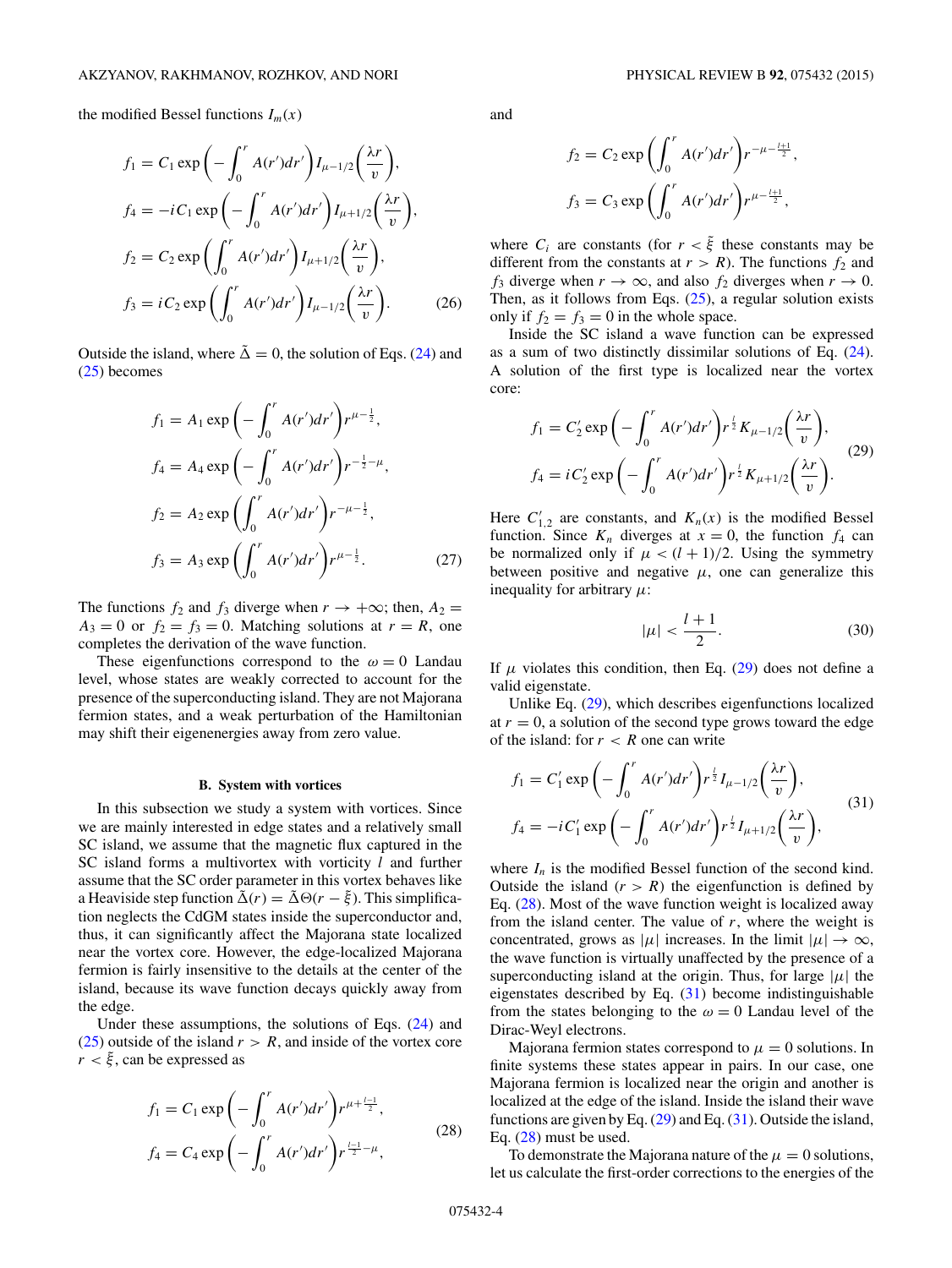the modified Bessel functions $I_m(x)$

$$
\begin{aligned}
f_1 &= C_1 \exp\left(-\int_0^r A(r')dr'\right) I_{\mu-1/2}\left(\frac{\lambda r}{v}\right),\\
f_4 &= -iC_1 \exp\left(-\int_0^r A(r')dr'\right) I_{\mu+1/2}\left(\frac{\lambda r}{v}\right),\\
f_2 &= C_2 \exp\left(\int_0^r A(r')dr'\right) I_{\mu+1/2}\left(\frac{\lambda r}{v}\right),\\
f_3 &= iC_2 \exp\left(\int_0^r A(r')dr'\right) I_{\mu-1/2}\left(\frac{\lambda r}{v}\right).
\end{aligned}
\tag{26}
$$

Outside the island, where $\tilde{\Delta} = 0$, the solution of Eqs. (24) and (25) becomes

$$
\begin{aligned}
f_1 &= A_1 \exp\left(-\int_0^r A(r')dr'\right) r^{\mu-\frac{1}{2}},\\
f_4 &= A_4 \exp\left(-\int_0^r A(r')dr'\right) r^{-\frac{1}{2}-\mu},\\
f_2 &= A_2 \exp\left(\int_0^r A(r')dr'\right) r^{-\mu-\frac{1}{2}},\\
f_3 &= A_3 \exp\left(\int_0^r A(r')dr'\right) r^{\mu-\frac{1}{2}}.
\end{aligned}
\tag{27}
$$

The functions $f_2$ and $f_3$ diverge when $r \to +\infty$; then, $A_2 = A_3 = 0$ or $f_2 = f_3 = 0$. Matching solutions at $r = R$, one completes the derivation of the wave function.

These eigenfunctions correspond to the $\omega = 0$ Landau level, whose states are weakly corrected to account for the presence of the superconducting island. They are not Majorana fermion states, and a weak perturbation of the Hamiltonian may shift their eigenenergies away from zero value.

### B. System with vortices

In this subsection we study a system with vortices. Since we are mainly interested in edge states and a relatively small SC island, we assume that the magnetic flux captured in the SC island forms a multivortex with vorticity $l$ and further assume that the SC order parameter in this vortex behaves like a Heaviside step function $\tilde{\Delta}(r) = \tilde{\Delta}\Theta(r - \tilde{\xi})$. This simplification neglects the CdGM states inside the superconductor and, thus, it can significantly affect the Majorana state localized near the vortex core. However, the edge-localized Majorana fermion is fairly insensitive to the details at the center of the island, because its wave function decays quickly away from the edge.

Under these assumptions, the solutions of Eqs. (24) and (25) outside of the island $r > R$, and inside of the vortex core $r < \tilde{\xi}$, can be expressed as

$$
\begin{aligned}
f_1 &= C_1 \exp\left(-\int_0^r A(r')dr'\right) r^{\mu+\frac{l-1}{2}},\\
f_4 &= C_4 \exp\left(-\int_0^r A(r')dr'\right) r^{\frac{l-1}{2}-\mu},
\end{aligned}
\tag{28}
$$

and

$$
\begin{aligned}
f_2 &= C_2 \exp\left(\int_0^r A(r')dr'\right) r^{-\mu-\frac{l+1}{2}},\\
f_3 &= C_3 \exp\left(\int_0^r A(r')dr'\right) r^{\mu-\frac{l+1}{2}},
\end{aligned}
$$

where $C_i$ are constants (for $r < \tilde{\xi}$ these constants may be different from the constants at $r > R$). The functions $f_2$ and $f_3$ diverge when $r \to \infty$, and also $f_2$ diverges when $r \to 0$. Then, as it follows from Eqs. (25), a regular solution exists only if $f_2 = f_3 = 0$ in the whole space.

Inside the SC island a wave function can be expressed as a sum of two distinctly dissimilar solutions of Eq. (24). A solution of the first type is localized near the vortex core:

$$
\begin{aligned}
f_1 &= C_2' \exp\left(-\int_0^r A(r')dr'\right) r^{\frac{l}{2}} K_{\mu-1/2}\left(\frac{\lambda r}{v}\right),\\
f_4 &= iC_2' \exp\left(-\int_0^r A(r')dr'\right) r^{\frac{l}{2}} K_{\mu+1/2}\left(\frac{\lambda r}{v}\right).
\end{aligned}
\tag{29}
$$

Here $C_{1,2}'$ are constants, and $K_n(x)$ is the modified Bessel function. Since $K_n$ diverges at $x = 0$, the function $f_4$ can be normalized only if $\mu < (l+1)/2$. Using the symmetry between positive and negative $\mu$, one can generalize this inequality for arbitrary $\mu$:

$$
|\mu| < \frac{l+1}{2}. \tag{30}
$$

If $\mu$ violates this condition, then Eq. (29) does not define a valid eigenstate.

Unlike Eq. (29), which describes eigenfunctions localized at $r = 0$, a solution of the second type grows toward the edge of the island: for $r < R$ one can write

$$
\begin{aligned}
f_1 &= C_1' \exp\left(-\int_0^r A(r')dr'\right) r^{\frac{l}{2}} I_{\mu-1/2}\left(\frac{\lambda r}{v}\right),\\
f_4 &= -iC_1' \exp\left(-\int_0^r A(r')dr'\right) r^{\frac{l}{2}} I_{\mu+1/2}\left(\frac{\lambda r}{v}\right),
\end{aligned}
\tag{31}
$$

where $I_n$ is the modified Bessel function of the second kind. Outside the island ($r > R$) the eigenfunction is defined by Eq. (28). Most of the wave function weight is localized away from the island center. The value of $r$, where the weight is concentrated, grows as $|\mu|$ increases. In the limit $|\mu| \to \infty$, the wave function is virtually unaffected by the presence of a superconducting island at the origin. Thus, for large $|\mu|$ the eigenstates described by Eq. (31) become indistinguishable from the states belonging to the $\omega = 0$ Landau level of the Dirac-Weyl electrons.

Majorana fermion states correspond to $\mu = 0$ solutions. In finite systems these states appear in pairs. In our case, one Majorana fermion is localized near the origin and another is localized at the edge of the island. Inside the island their wave functions are given by Eq. (29) and Eq. (31). Outside the island, Eq. (28) must be used.

To demonstrate the Majorana nature of the $\mu = 0$ solutions, let us calculate the first-order corrections to the energies of the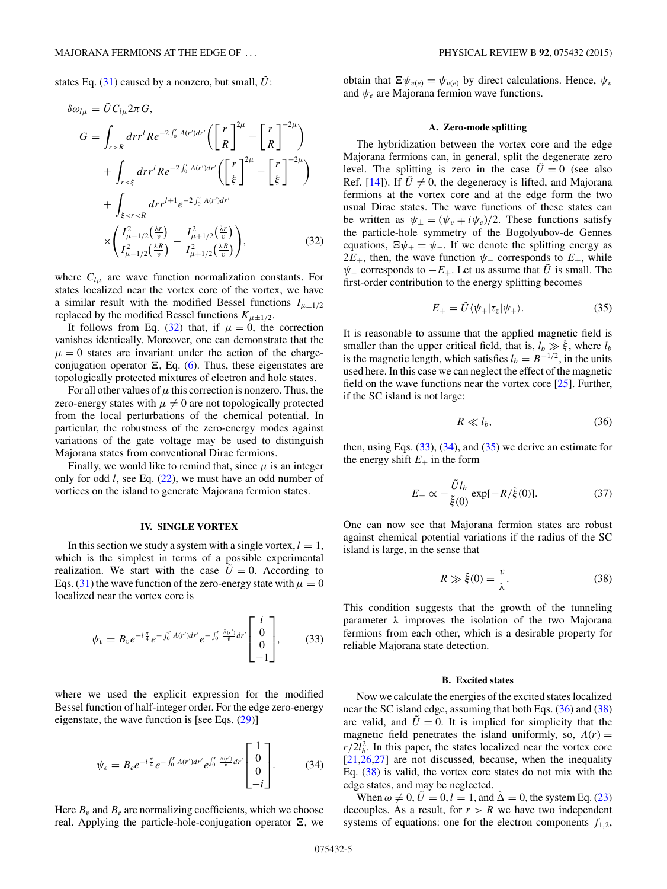states Eq. (31) caused by a nonzero, but small, $\tilde{U}$:

$$\delta\omega_{l\mu} = \tilde{U} C_{l\mu} 2\pi G,$$
$$G = \int_{r>R} dr r^l R e^{-2\int_0^r A(r')dr'} \left( \left[\frac{r}{R}\right]^{2\mu} - \left[\frac{r}{R}\right]^{-2\mu} \right) + \int_{r<\xi} dr r^l R e^{-2\int_0^r A(r')dr'} \left( \left[\frac{r}{\xi}\right]^{2\mu} - \left[\frac{r}{\xi}\right]^{-2\mu} \right) + \int_{\xi<r<R} dr r^{l+1} e^{-2\int_0^r A(r')dr'} \times \left( \frac{I^2_{\mu-1/2}\left(\frac{\lambda r}{v}\right)}{I^2_{\mu-1/2}\left(\frac{\lambda R}{v}\right)} - \frac{I^2_{\mu+1/2}\left(\frac{\lambda r}{v}\right)}{I^2_{\mu+1/2}\left(\frac{\lambda R}{v}\right)} \right), \tag{32}$$

where $C_{l\mu}$ are wave function normalization constants. For states localized near the vortex core of the vortex, we have a similar result with the modified Bessel functions $I_{\mu\pm 1/2}$ replaced by the modified Bessel functions $K_{\mu\pm 1/2}$.

It follows from Eq. (32) that, if $\mu = 0$, the correction vanishes identically. Moreover, one can demonstrate that the $\mu = 0$ states are invariant under the action of the charge-conjugation operator $\Xi$, Eq. (6). Thus, these eigenstates are topologically protected mixtures of electron and hole states.

For all other values of $\mu$ this correction is nonzero. Thus, the zero-energy states with $\mu \neq 0$ are not topologically protected from the local perturbations of the chemical potential. In particular, the robustness of the zero-energy modes against variations of the gate voltage may be used to distinguish Majorana states from conventional Dirac fermions.

Finally, we would like to remind that, since $\mu$ is an integer only for odd $l$, see Eq. (22), we must have an odd number of vortices on the island to generate Majorana fermion states.

## IV. SINGLE VORTEX

In this section we study a system with a single vortex, $l = 1$, which is the simplest in terms of a possible experimental realization. We start with the case $\tilde{U} = 0$. According to Eqs. (31) the wave function of the zero-energy state with $\mu = 0$ localized near the vortex core is

$$\psi_v = B_v e^{-i\frac{\pi}{4}} e^{-\int_0^r A(r')dr'} e^{-\int_0^r \frac{\tilde{\Delta}(r')}{v} dr'} \begin{bmatrix} i \\ 0 \\ 0 \\ -1 \end{bmatrix}, \tag{33}$$

where we used the explicit expression for the modified Bessel function of half-integer order. For the edge zero-energy eigenstate, the wave function is [see Eqs. (29)]

$$\psi_e = B_e e^{-i\frac{\pi}{4}} e^{-\int_0^r A(r')dr'} e^{\int_0^r \frac{\tilde{\Delta}(r')}{v} dr'} \begin{bmatrix} 1 \\ 0 \\ 0 \\ -i \end{bmatrix}. \tag{34}$$

Here $B_v$ and $B_e$ are normalizing coefficients, which we choose real. Applying the particle-hole-conjugation operator $\Xi$, we obtain that $\Xi\psi_{v(e)} = \psi_{v(e)}$ by direct calculations. Hence, $\psi_v$ and $\psi_e$ are Majorana fermion wave functions.

### A. Zero-mode splitting

The hybridization between the vortex core and the edge Majorana fermions can, in general, split the degenerate zero level. The splitting is zero in the case $\tilde{U} = 0$ (see also Ref. [14]). If $\tilde{U} \neq 0$, the degeneracy is lifted, and Majorana fermions at the vortex core and at the edge form the two usual Dirac states. The wave functions of these states can be written as $\psi_\pm = (\psi_v \mp i\psi_e)/2$. These functions satisfy the particle-hole symmetry of the Bogolyubov-de Gennes equations, $\Xi\psi_+ = \psi_-$. If we denote the splitting energy as $2E_+$, then, the wave function $\psi_+$ corresponds to $E_+$, while $\psi_-$ corresponds to $-E_+$. Let us assume that $\tilde{U}$ is small. The first-order contribution to the energy splitting becomes

$$E_+ = \tilde{U}\langle\psi_+|\tau_z|\psi_+\rangle. \tag{35}$$

It is reasonable to assume that the applied magnetic field is smaller than the upper critical field, that is, $l_b \gg \tilde{\xi}$, where $l_b$ is the magnetic length, which satisfies $l_b = B^{-1/2}$, in the units used here. In this case we can neglect the effect of the magnetic field on the wave functions near the vortex core [25]. Further, if the SC island is not large:

$$R \ll l_b, \tag{36}$$

then, using Eqs. (33), (34), and (35) we derive an estimate for the energy shift $E_+$ in the form

$$E_+ \propto -\frac{\tilde{U} l_b}{\tilde{\xi}(0)} \exp[-R/\tilde{\xi}(0)]. \tag{37}$$

One can now see that Majorana fermion states are robust against chemical potential variations if the radius of the SC island is large, in the sense that

$$R \gg \tilde{\xi}(0) = \frac{v}{\lambda}. \tag{38}$$

This condition suggests that the growth of the tunneling parameter $\lambda$ improves the isolation of the two Majorana fermions from each other, which is a desirable property for reliable Majorana state detection.

### B. Excited states

Now we calculate the energies of the excited states localized near the SC island edge, assuming that both Eqs. (36) and (38) are valid, and $\tilde{U} = 0$. It is implied for simplicity that the magnetic field penetrates the island uniformly, so, $A(r) = r/2l_b^2$. In this paper, the states localized near the vortex core [21,26,27] are not discussed, because, when the inequality Eq. (38) is valid, the vortex core states do not mix with the edge states, and may be neglected.

When $\omega \neq 0$, $\tilde{U} = 0$, $l = 1$, and $\tilde{\Delta} = 0$, the system Eq. (23) decouples. As a result, for $r > R$ we have two independent systems of equations: one for the electron components $f_{1,2}$,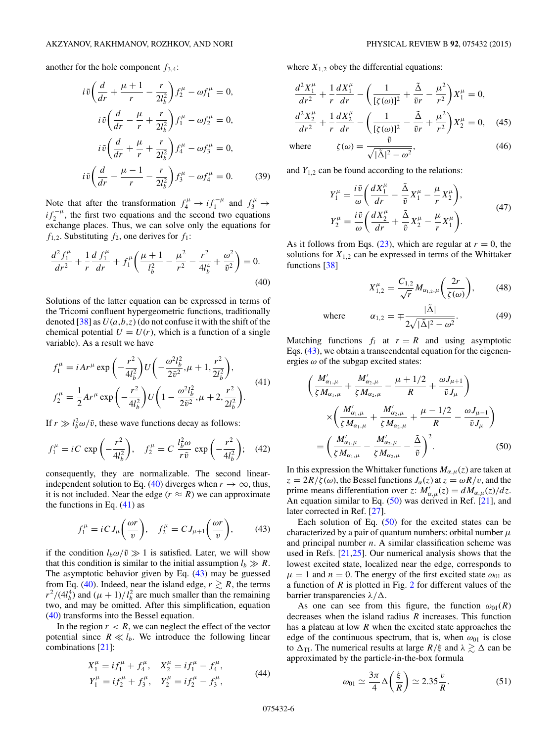another for the hole component $f_{3,4}$:

$$
\begin{aligned}
i\tilde{v}\left(\frac{d}{dr}+\frac{\mu+1}{r}-\frac{r}{2l_b^2}\right)f_2^{\mu}-\omega f_1^{\mu}&=0,\\
i\tilde{v}\left(\frac{d}{dr}-\frac{\mu}{r}+\frac{r}{2l_b^2}\right)f_1^{\mu}-\omega f_2^{\mu}&=0,\\
i\tilde{v}\left(\frac{d}{dr}+\frac{\mu}{r}+\frac{r}{2l_b^2}\right)f_4^{\mu}-\omega f_3^{\mu}&=0,\\
i\tilde{v}\left(\frac{d}{dr}-\frac{\mu-1}{r}-\frac{r}{2l_b^2}\right)f_3^{\mu}-\omega f_4^{\mu}&=0.
\end{aligned}
\tag{39}
$$

Note that after the transformation $f_4^{\mu}\to i f_1^{-\mu}$ and $f_3^{\mu}\to i f_2^{-\mu}$, the first two equations and the second two equations exchange places. Thus, we can solve only the equations for $f_{1,2}$. Substituting $f_2$, one derives for $f_1$:

$$
\frac{d^2 f_1^{\mu}}{dr^2}+\frac{1}{r}\frac{d\,f_1^{\mu}}{dr}+f_1^{\mu}\left(\frac{\mu+1}{l_b^2}-\frac{\mu^2}{r^2}-\frac{r^2}{4l_b^4}+\frac{\omega^2}{\tilde{v}^2}\right)=0.
\tag{40}
$$

Solutions of the latter equation can be expressed in terms of the Tricomi confluent hypergeometric functions, traditionally denoted [38] as $U(a,b,z)$ (do not confuse it with the shift of the chemical potential $U=U(r)$, which is a function of a single variable). As a result we have

$$
\begin{aligned}
f_1^{\mu}&=iAr^{\mu}\exp\left(-\frac{r^2}{4l_b^2}\right)U\left(-\frac{\omega^2 l_b^2}{2\tilde{v}^2},\mu+1,\frac{r^2}{2l_b^2}\right),\\
f_2^{\mu}&=\frac{1}{2}Ar^{\mu}\exp\left(-\frac{r^2}{4l_b^2}\right)U\left(1-\frac{\omega^2 l_b^2}{2\tilde{v}^2},\mu+2,\frac{r^2}{2l_b^2}\right).
\end{aligned}
\tag{41}
$$

If $r\gg l_b^2\omega/\tilde{v}$, these wave functions decay as follows:

$$
f_1^{\mu}=iC\,\exp\left(-\frac{r^2}{4l_b^2}\right),\quad f_2^{\mu}=C\,\frac{l_b^2\omega}{r\tilde{v}}\exp\left(-\frac{r^2}{4l_b^2}\right);
\tag{42}
$$

consequently, they are normalizable. The second linear-independent solution to Eq. (40) diverges when $r\to\infty$, thus, it is not included. Near the edge ($r\approx R$) we can approximate the functions in Eq. (41) as

$$
f_1^{\mu}=iC\,J_{\mu}\left(\frac{\omega r}{v}\right),\quad f_2^{\mu}=C\,J_{\mu+1}\left(\frac{\omega r}{v}\right),
\tag{43}
$$

if the condition $l_b\omega/\tilde{v}\gg 1$ is satisfied. Later, we will show that this condition is similar to the initial assumption $l_b\gg R$. The asymptotic behavior given by Eq. (43) may be guessed from Eq. (40). Indeed, near the island edge, $r\gtrsim R$, the terms $r^2/(4l_b^4)$ and $(\mu+1)/l_b^2$ are much smaller than the remaining two, and may be omitted. After this simplification, equation (40) transforms into the Bessel equation.

In the region $r<R$, we can neglect the effect of the vector potential since $R\ll l_b$. We introduce the following linear combinations [21]:

$$
\begin{aligned}
X_1^{\mu}&=if_1^{\mu}+f_4^{\mu},\quad X_2^{\mu}=if_1^{\mu}-f_4^{\mu},\\
Y_1^{\mu}&=if_2^{\mu}+f_3^{\mu},\quad Y_2^{\mu}=if_2^{\mu}-f_3^{\mu},
\end{aligned}
\tag{44}
$$

where $X_{1,2}$ obey the differential equations:

$$
\begin{aligned}
\frac{d^2X_1^{\mu}}{dr^2}+\frac{1}{r}\frac{dX_1^{\mu}}{dr}-\left(\frac{1}{[\zeta(\omega)]^2}+\frac{\tilde{\Delta}}{\tilde{v}r}-\frac{\mu^2}{r^2}\right)X_1^{\mu}&=0,\\
\frac{d^2X_2^{\mu}}{dr^2}+\frac{1}{r}\frac{dX_2^{\mu}}{dr}-\left(\frac{1}{[\zeta(\omega)]^2}-\frac{\tilde{\Delta}}{\tilde{v}r}+\frac{\mu^2}{r^2}\right)X_2^{\mu}&=0,
\end{aligned}
\tag{45}
$$

$$
\text{where}\qquad \zeta(\omega)=\frac{\tilde{v}}{\sqrt{|\tilde{\Delta}|^2-\omega^2}},
\tag{46}
$$

and $Y_{1,2}$ can be found according to the relations:

$$
\begin{aligned}
Y_1^{\mu}&=\frac{i\tilde{v}}{\omega}\left(\frac{dX_1^{\mu}}{dr}-\frac{\tilde{\Delta}}{\tilde{v}}X_1^{\mu}-\frac{\mu}{r}X_2^{\mu}\right),\\
Y_2^{\mu}&=\frac{i\tilde{v}}{\omega}\left(\frac{dX_2^{\mu}}{dr}+\frac{\tilde{\Delta}}{\tilde{v}}X_2^{\mu}-\frac{\mu}{r}X_1^{\mu}\right).
\end{aligned}
\tag{47}
$$

As it follows from Eqs. (23), which are regular at $r=0$, the solutions for $X_{1,2}$ can be expressed in terms of the Whittaker functions [38]

$$
X_{1,2}^{\mu}=\frac{C_{1,2}}{\sqrt{r}}M_{\alpha_{1,2},\mu}\left(\frac{2r}{\zeta(\omega)}\right),
\tag{48}
$$

$$
\text{where}\qquad \alpha_{1,2}=\mp\frac{|\tilde{\Delta}|}{2\sqrt{|\tilde{\Delta}|^2-\omega^2}}.
\tag{49}
$$

Matching functions $f_i$ at $r=R$ and using asymptotic Eqs. (43), we obtain a transcendental equation for the eigenenergies $\omega$ of the subgap excited states:

$$
\begin{aligned}
&\left(\frac{M'_{\alpha_1,\mu}}{\zeta M_{\alpha_1,\mu}}+\frac{M'_{\alpha_2,\mu}}{\zeta M_{\alpha_2,\mu}}-\frac{\mu+1/2}{R}+\frac{\omega J_{\mu+1}}{\tilde{v}J_{\mu}}\right)\\
&\quad\times\left(\frac{M'_{\alpha_1,\mu}}{\zeta M_{\alpha_1,\mu}}+\frac{M'_{\alpha_2,\mu}}{\zeta M_{\alpha_2,\mu}}+\frac{\mu-1/2}{R}-\frac{\omega J_{\mu-1}}{\tilde{v}J_{\mu}}\right)\\
&=\left(\frac{M'_{\alpha_1,\mu}}{\zeta M_{\alpha_1,\mu}}-\frac{M'_{\alpha_2,\mu}}{\zeta M_{\alpha_2,\mu}}-\frac{\tilde{\Delta}}{\tilde{v}}\right)^2.
\end{aligned}
\tag{50}
$$

In this expression the Whittaker functions $M_{\alpha,\mu}(z)$ are taken at $z=2R/\zeta(\omega)$, the Bessel functions $J_{\alpha}(z)$ at $z=\omega R/v$, and the prime means differentiation over $z$: $M'_{\alpha,\mu}(z)=dM_{\alpha,\mu}(z)/dz$. An equation similar to Eq. (50) was derived in Ref. [21], and later corrected in Ref. [27].

Each solution of Eq. (50) for the excited states can be characterized by a pair of quantum numbers: orbital number $\mu$ and principal number $n$. A similar classification scheme was used in Refs. [21,25]. Our numerical analysis shows that the lowest excited state, localized near the edge, corresponds to $\mu=1$ and $n=0$. The energy of the first excited state $\omega_{01}$ as a function of $R$ is plotted in Fig. 2 for different values of the barrier transparencies $\lambda/\Delta$.

As one can see from this figure, the function $\omega_{01}(R)$ decreases when the island radius $R$ increases. This function has a plateau at low $R$ when the excited state approaches the edge of the continuous spectrum, that is, when $\omega_{01}$ is close to $\Delta_{\rm TI}$. The numerical results at large $R/\xi$ and $\lambda\gtrsim\Delta$ can be approximated by the particle-in-the-box formula

$$
\omega_{01}\simeq\frac{3\pi}{4}\Delta\left(\frac{\xi}{R}\right)\simeq 2.35\frac{v}{R}.
\tag{51}
$$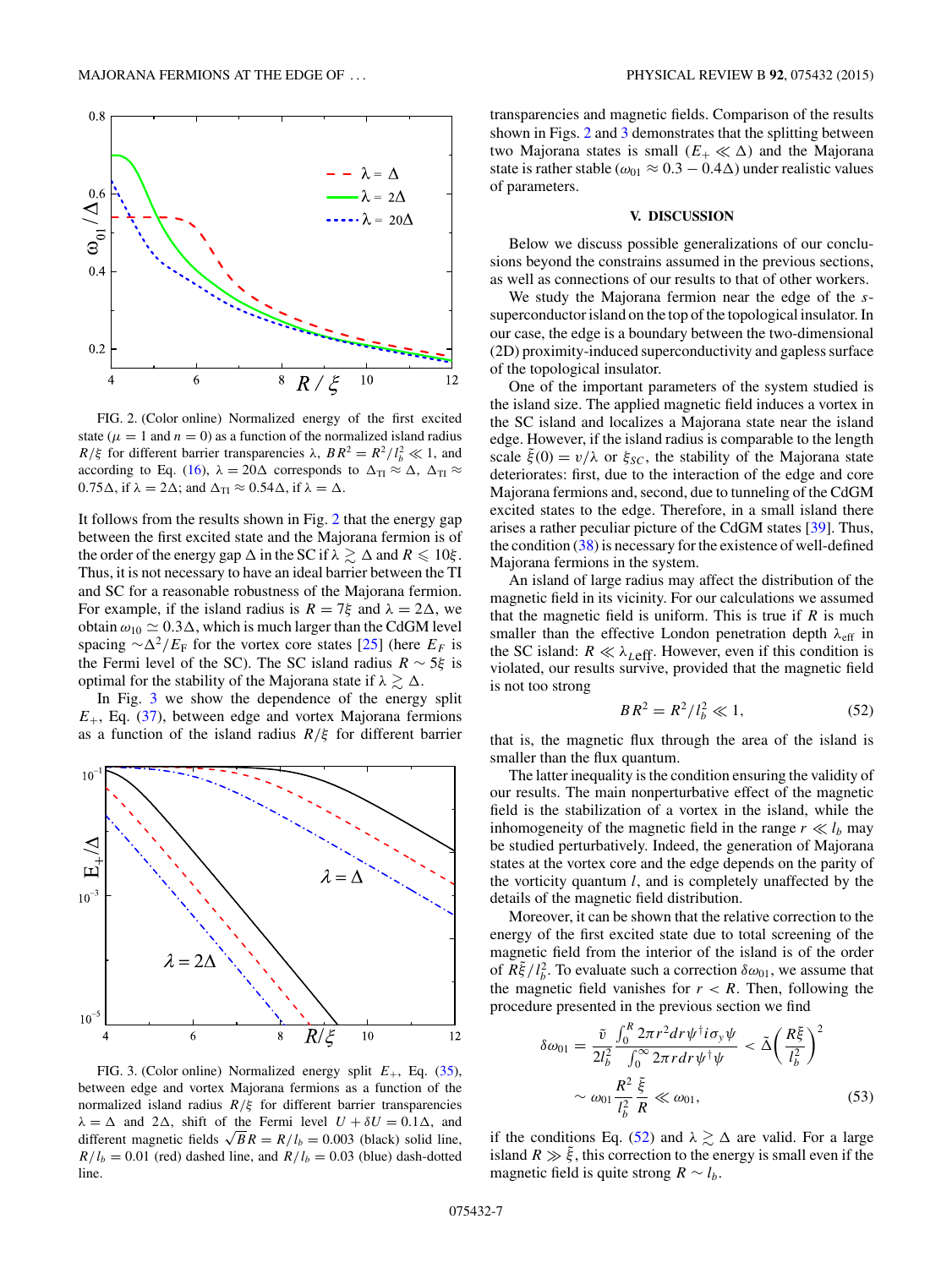FIG. 2. (Color online) Normalized energy of the first excited state ($\mu = 1$ and $n = 0$) as a function of the normalized island radius $R/\xi$ for different barrier transparencies $\lambda$, $BR^2 = R^2/l_b^2 \ll 1$, and according to Eq. (16), $\lambda = 20\Delta$ corresponds to $\Delta_{\rm TI} \approx \Delta$, $\Delta_{\rm TI} \approx 0.75\Delta$, if $\lambda = 2\Delta$; and $\Delta_{\rm TI} \approx 0.54\Delta$, if $\lambda = \Delta$.

It follows from the results shown in Fig. 2 that the energy gap between the first excited state and the Majorana fermion is of the order of the energy gap $\Delta$ in the SC if $\lambda \gtrsim \Delta$ and $R \leqslant 10\xi$. Thus, it is not necessary to have an ideal barrier between the TI and SC for a reasonable robustness of the Majorana fermion. For example, if the island radius is $R = 7\xi$ and $\lambda = 2\Delta$, we obtain $\omega_{10} \simeq 0.3\Delta$, which is much larger than the CdGM level spacing $\sim\Delta^2/E_{\rm F}$ for the vortex core states [25] (here $E_F$ is the Fermi level of the SC). The SC island radius $R \sim 5\xi$ is optimal for the stability of the Majorana state if $\lambda \gtrsim \Delta$.

In Fig. 3 we show the dependence of the energy split $E_+$, Eq. (37), between edge and vortex Majorana fermions as a function of the island radius $R/\xi$ for different barrier transparencies and magnetic fields. Comparison of the results shown in Figs. 2 and 3 demonstrates that the splitting between two Majorana states is small ($E_+ \ll \Delta$) and the Majorana state is rather stable ($\omega_{01} \approx 0.3 - 0.4\Delta$) under realistic values of parameters.

FIG. 3. (Color online) Normalized energy split $E_+$, Eq. (35), between edge and vortex Majorana fermions as a function of the normalized island radius $R/\xi$ for different barrier transparencies $\lambda = \Delta$ and $2\Delta$, shift of the Fermi level $U + \delta U = 0.1\Delta$, and different magnetic fields $\sqrt{B}R = R/l_b = 0.003$ (black) solid line, $R/l_b = 0.01$ (red) dashed line, and $R/l_b = 0.03$ (blue) dash-dotted line.

## V. DISCUSSION

Below we discuss possible generalizations of our conclusions beyond the constrains assumed in the previous sections, as well as connections of our results to that of other workers.

We study the Majorana fermion near the edge of the $s$-superconductor island on the top of the topological insulator. In our case, the edge is a boundary between the two-dimensional (2D) proximity-induced superconductivity and gapless surface of the topological insulator.

One of the important parameters of the system studied is the island size. The applied magnetic field induces a vortex in the SC island and localizes a Majorana state near the island edge. However, if the island radius is comparable to the length scale $\tilde{\xi}(0) = v/\lambda$ or $\xi_{SC}$, the stability of the Majorana state deteriorates: first, due to the interaction of the edge and core Majorana fermions and, second, due to tunneling of the CdGM excited states to the edge. Therefore, in a small island there arises a rather peculiar picture of the CdGM states [39]. Thus, the condition (38) is necessary for the existence of well-defined Majorana fermions in the system.

An island of large radius may affect the distribution of the magnetic field in its vicinity. For our calculations we assumed that the magnetic field is uniform. This is true if $R$ is much smaller than the effective London penetration depth $\lambda_{\rm eff}$ in the SC island: $R \ll \lambda_{L\rm eff}$. However, even if this condition is violated, our results survive, provided that the magnetic field is not too strong

$$BR^2 = R^2/l_b^2 \ll 1, \tag{52}$$

that is, the magnetic flux through the area of the island is smaller than the flux quantum.

The latter inequality is the condition ensuring the validity of our results. The main nonperturbative effect of the magnetic field is the stabilization of a vortex in the island, while the inhomogeneity of the magnetic field in the range $r \ll l_b$ may be studied perturbatively. Indeed, the generation of Majorana states at the vortex core and the edge depends on the parity of the vorticity quantum $l$, and is completely unaffected by the details of the magnetic field distribution.

Moreover, it can be shown that the relative correction to the energy of the first excited state due to total screening of the magnetic field from the interior of the island is of the order of $R\tilde{\xi}/l_b^2$. To evaluate such a correction $\delta\omega_{01}$, we assume that the magnetic field vanishes for $r < R$. Then, following the procedure presented in the previous section we find

$$\begin{aligned}\delta\omega_{01} &= \frac{\tilde{v}}{2l_b^2}\frac{\int_0^R 2\pi r^2 dr\,\psi^\dagger i\sigma_y\psi}{\int_0^\infty 2\pi r dr\,\psi^\dagger\psi} < \tilde{\Delta}\left(\frac{R\tilde{\xi}}{l_b^2}\right)^2 \\ &\sim \omega_{01}\frac{R^2}{l_b^2}\frac{\tilde{\xi}}{R} \ll \omega_{01},\end{aligned} \tag{53}$$

if the conditions Eq. (52) and $\lambda \gtrsim \Delta$ are valid. For a large island $R \gg \tilde{\xi}$, this correction to the energy is small even if the magnetic field is quite strong $R \sim l_b$.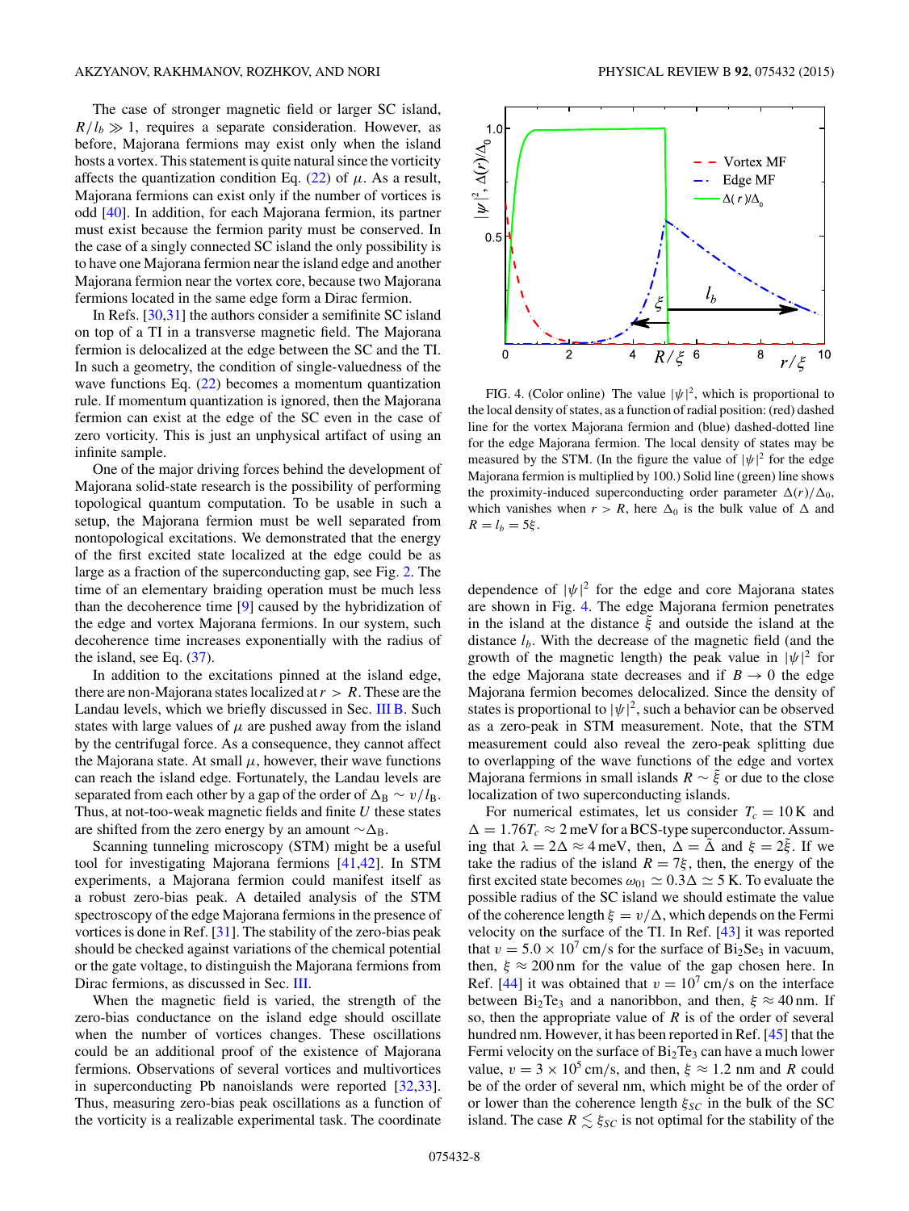The case of stronger magnetic field or larger SC island, $R/l_b \gg 1$, requires a separate consideration. However, as before, Majorana fermions may exist only when the island hosts a vortex. This statement is quite natural since the vorticity affects the quantization condition Eq. (22) of $\mu$. As a result, Majorana fermions can exist only if the number of vortices is odd [40]. In addition, for each Majorana fermion, its partner must exist because the fermion parity must be conserved. In the case of a singly connected SC island the only possibility is to have one Majorana fermion near the island edge and another Majorana fermion near the vortex core, because two Majorana fermions located in the same edge form a Dirac fermion.

In Refs. [30,31] the authors consider a semifinite SC island on top of a TI in a transverse magnetic field. The Majorana fermion is delocalized at the edge between the SC and the TI. In such a geometry, the condition of single-valuedness of the wave functions Eq. (22) becomes a momentum quantization rule. If momentum quantization is ignored, then the Majorana fermion can exist at the edge of the SC even in the case of zero vorticity. This is just an unphysical artifact of using an infinite sample.

One of the major driving forces behind the development of Majorana solid-state research is the possibility of performing topological quantum computation. To be usable in such a setup, the Majorana fermion must be well separated from nontopological excitations. We demonstrated that the energy of the first excited state localized at the edge could be as large as a fraction of the superconducting gap, see Fig. 2. The time of an elementary braiding operation must be much less than the decoherence time [9] caused by the hybridization of the edge and vortex Majorana fermions. In our system, such decoherence time increases exponentially with the radius of the island, see Eq. (37).

In addition to the excitations pinned at the island edge, there are non-Majorana states localized at $r > R$. These are the Landau levels, which we briefly discussed in Sec. III B. Such states with large values of $\mu$ are pushed away from the island by the centrifugal force. As a consequence, they cannot affect the Majorana state. At small $\mu$, however, their wave functions can reach the island edge. Fortunately, the Landau levels are separated from each other by a gap of the order of $\Delta_B \sim v/l_B$. Thus, at not-too-weak magnetic fields and finite $U$ these states are shifted from the zero energy by an amount $\sim\Delta_B$.

Scanning tunneling microscopy (STM) might be a useful tool for investigating Majorana fermions [41,42]. In STM experiments, a Majorana fermion could manifest itself as a robust zero-bias peak. A detailed analysis of the STM spectroscopy of the edge Majorana fermions in the presence of vortices is done in Ref. [31]. The stability of the zero-bias peak should be checked against variations of the chemical potential or the gate voltage, to distinguish the Majorana fermions from Dirac fermions, as discussed in Sec. III.

When the magnetic field is varied, the strength of the zero-bias conductance on the island edge should oscillate when the number of vortices changes. These oscillations could be an additional proof of the existence of Majorana fermions. Observations of several vortices and multivortices in superconducting Pb nanoislands were reported [32,33]. Thus, measuring zero-bias peak oscillations as a function of the vorticity is a realizable experimental task. The coordinate dependence of $|\psi|^2$ for the edge and core Majorana states are shown in Fig. 4. The edge Majorana fermion penetrates in the island at the distance $\tilde{\xi}$ and outside the island at the distance $l_b$. With the decrease of the magnetic field (and the growth of the magnetic length) the peak value in $|\psi|^2$ for the edge Majorana state decreases and if $B \to 0$ the edge Majorana fermion becomes delocalized. Since the density of states is proportional to $|\psi|^2$, such a behavior can be observed as a zero-peak in STM measurement. Note, that the STM measurement could also reveal the zero-peak splitting due to overlapping of the wave functions of the edge and vortex Majorana fermions in small islands $R \sim \tilde{\xi}$ or due to the close localization of two superconducting islands.

FIG. 4. (Color online) The value $|\psi|^2$, which is proportional to the local density of states, as a function of radial position: (red) dashed line for the vortex Majorana fermion and (blue) dashed-dotted line for the edge Majorana fermion. The local density of states may be measured by the STM. (In the figure the value of $|\psi|^2$ for the edge Majorana fermion is multiplied by 100.) Solid line (green) line shows the proximity-induced superconducting order parameter $\Delta(r)/\Delta_0$, which vanishes when $r > R$, here $\Delta_0$ is the bulk value of $\Delta$ and $R = l_b = 5\xi$.

For numerical estimates, let us consider $T_c = 10\,\mathrm{K}$ and $\Delta = 1.76T_c \approx 2\,\mathrm{meV}$ for a BCS-type superconductor. Assuming that $\lambda = 2\Delta \approx 4\,\mathrm{meV}$, then, $\Delta = \tilde{\Delta}$ and $\xi = 2\tilde{\xi}$. If we take the radius of the island $R = 7\xi$, then, the energy of the first excited state becomes $\omega_{01} \simeq 0.3\Delta \simeq 5\,\mathrm{K}$. To evaluate the possible radius of the SC island we should estimate the value of the coherence length $\xi = v/\Delta$, which depends on the Fermi velocity on the surface of the TI. In Ref. [43] it was reported that $v = 5.0 \times 10^7\,\mathrm{cm/s}$ for the surface of $Bi_2Se_3$ in vacuum, then, $\xi \approx 200\,\mathrm{nm}$ for the value of the gap chosen here. In Ref. [44] it was obtained that $v = 10^7\,\mathrm{cm/s}$ on the interface between $Bi_2Te_3$ and a nanoribbon, and then, $\xi \approx 40\,\mathrm{nm}$. If so, then the appropriate value of $R$ is of the order of several hundred nm. However, it has been reported in Ref. [45] that the Fermi velocity on the surface of $Bi_2Te_3$ can have a much lower value, $v = 3 \times 10^5\,\mathrm{cm/s}$, and then, $\xi \approx 1.2\,\mathrm{nm}$ and $R$ could be of the order of several nm, which might be of the order of or lower than the coherence length $\xi_{SC}$ in the bulk of the SC island. The case $R \lesssim \xi_{SC}$ is not optimal for the stability of the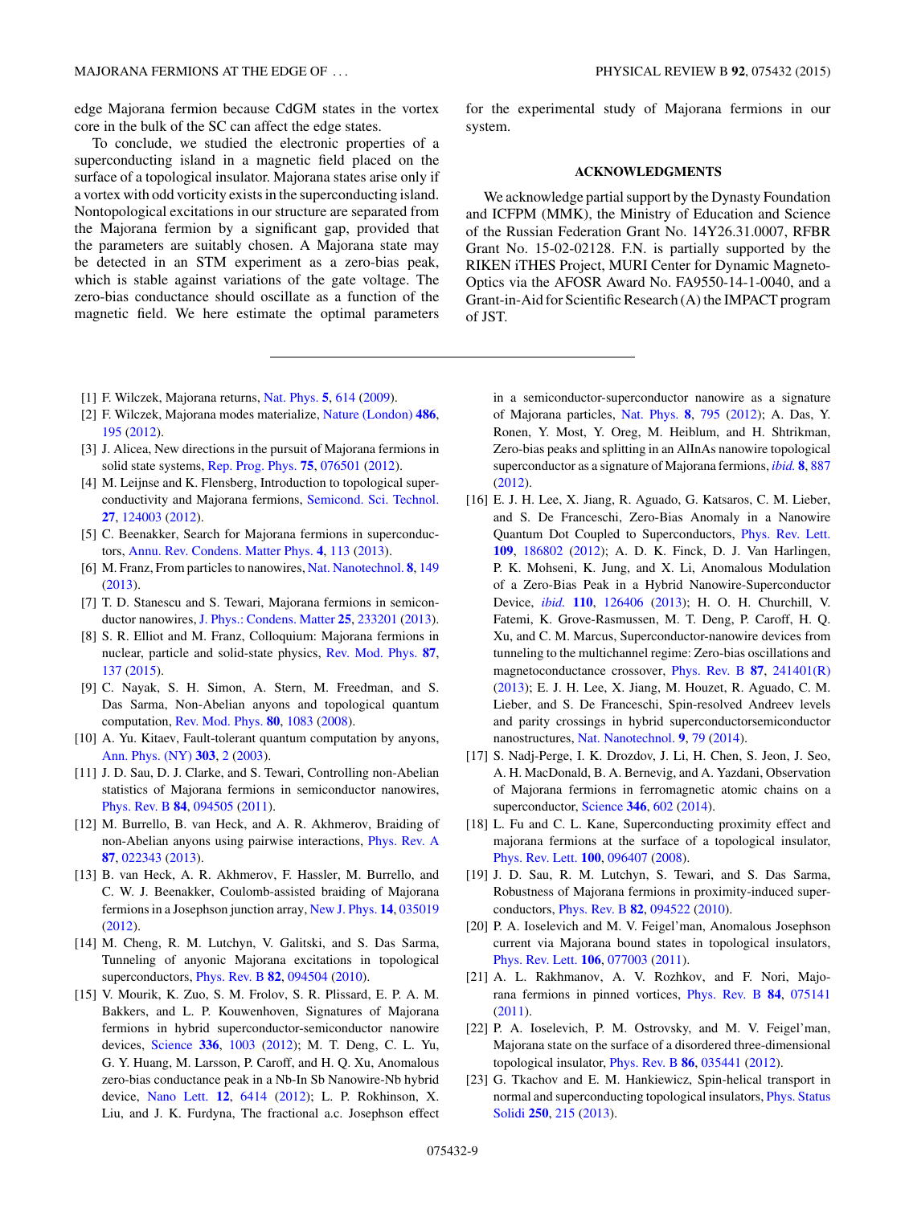edge Majorana fermion because CdGM states in the vortex core in the bulk of the SC can affect the edge states.

To conclude, we studied the electronic properties of a superconducting island in a magnetic field placed on the surface of a topological insulator. Majorana states arise only if a vortex with odd vorticity exists in the superconducting island. Nontopological excitations in our structure are separated from the Majorana fermion by a significant gap, provided that the parameters are suitably chosen. A Majorana state may be detected in an STM experiment as a zero-bias peak, which is stable against variations of the gate voltage. The zero-bias conductance should oscillate as a function of the magnetic field. We here estimate the optimal parameters for the experimental study of Majorana fermions in our system.

## ACKNOWLEDGMENTS

We acknowledge partial support by the Dynasty Foundation and ICFPM (MMK), the Ministry of Education and Science of the Russian Federation Grant No. 14Y26.31.0007, RFBR Grant No. 15-02-02128. F.N. is partially supported by the RIKEN iTHES Project, MURI Center for Dynamic Magneto-Optics via the AFOSR Award No. FA9550-14-1-0040, and a Grant-in-Aid for Scientific Research (A) the IMPACT program of JST.

---

[1] F. Wilczek, Majorana returns, Nat. Phys. **5**, 614 (2009).

[2] F. Wilczek, Majorana modes materialize, Nature (London) **486**, 195 (2012).

[3] J. Alicea, New directions in the pursuit of Majorana fermions in solid state systems, Rep. Prog. Phys. **75**, 076501 (2012).

[4] M. Leijnse and K. Flensberg, Introduction to topological superconductivity and Majorana fermions, Semicond. Sci. Technol. **27**, 124003 (2012).

[5] C. Beenakker, Search for Majorana fermions in superconductors, Annu. Rev. Condens. Matter Phys. **4**, 113 (2013).

[6] M. Franz, From particles to nanowires, Nat. Nanotechnol. **8**, 149 (2013).

[7] T. D. Stanescu and S. Tewari, Majorana fermions in semiconductor nanowires, J. Phys.: Condens. Matter **25**, 233201 (2013).

[8] S. R. Elliot and M. Franz, Colloquium: Majorana fermions in nuclear, particle and solid-state physics, Rev. Mod. Phys. **87**, 137 (2015).

[9] C. Nayak, S. H. Simon, A. Stern, M. Freedman, and S. Das Sarma, Non-Abelian anyons and topological quantum computation, Rev. Mod. Phys. **80**, 1083 (2008).

[10] A. Yu. Kitaev, Fault-tolerant quantum computation by anyons, Ann. Phys. (NY) **303**, 2 (2003).

[11] J. D. Sau, D. J. Clarke, and S. Tewari, Controlling non-Abelian statistics of Majorana fermions in semiconductor nanowires, Phys. Rev. B **84**, 094505 (2011).

[12] M. Burrello, B. van Heck, and A. R. Akhmerov, Braiding of non-Abelian anyons using pairwise interactions, Phys. Rev. A **87**, 022343 (2013).

[13] B. van Heck, A. R. Akhmerov, F. Hassler, M. Burrello, and C. W. J. Beenakker, Coulomb-assisted braiding of Majorana fermions in a Josephson junction array, New J. Phys. **14**, 035019 (2012).

[14] M. Cheng, R. M. Lutchyn, V. Galitski, and S. Das Sarma, Tunneling of anyonic Majorana excitations in topological superconductors, Phys. Rev. B **82**, 094504 (2010).

[15] V. Mourik, K. Zuo, S. M. Frolov, S. R. Plissard, E. P. A. M. Bakkers, and L. P. Kouwenhoven, Signatures of Majorana fermions in hybrid superconductor-semiconductor nanowire devices, Science **336**, 1003 (2012); M. T. Deng, C. L. Yu, G. Y. Huang, M. Larsson, P. Caroff, and H. Q. Xu, Anomalous zero-bias conductance peak in a Nb-In Sb Nanowire-Nb hybrid device, Nano Lett. **12**, 6414 (2012); L. P. Rokhinson, X. Liu, and J. K. Furdyna, The fractional a.c. Josephson effect in a semiconductor-superconductor nanowire as a signature of Majorana particles, Nat. Phys. **8**, 795 (2012); A. Das, Y. Ronen, Y. Most, Y. Oreg, M. Heiblum, and H. Shtrikman, Zero-bias peaks and splitting in an AlInAs nanowire topological superconductor as a signature of Majorana fermions, *ibid.* **8**, 887 (2012).

[16] E. J. H. Lee, X. Jiang, R. Aguado, G. Katsaros, C. M. Lieber, and S. De Franceschi, Zero-Bias Anomaly in a Nanowire Quantum Dot Coupled to Superconductors, Phys. Rev. Lett. **109**, 186802 (2012); A. D. K. Finck, D. J. Van Harlingen, P. K. Mohseni, K. Jung, and X. Li, Anomalous Modulation of a Zero-Bias Peak in a Hybrid Nanowire-Superconductor Device, *ibid.* **110**, 126406 (2013); H. O. H. Churchill, V. Fatemi, K. Grove-Rasmussen, M. T. Deng, P. Caroff, H. Q. Xu, and C. M. Marcus, Superconductor-nanowire devices from tunneling to the multichannel regime: Zero-bias oscillations and magnetoconductance crossover, Phys. Rev. B **87**, 241401(R) (2013); E. J. H. Lee, X. Jiang, M. Houzet, R. Aguado, C. M. Lieber, and S. De Franceschi, Spin-resolved Andreev levels and parity crossings in hybrid superconductorsemiconductor nanostructures, Nat. Nanotechnol. **9**, 79 (2014).

[17] S. Nadj-Perge, I. K. Drozdov, J. Li, H. Chen, S. Jeon, J. Seo, A. H. MacDonald, B. A. Bernevig, and A. Yazdani, Observation of Majorana fermions in ferromagnetic atomic chains on a superconductor, Science **346**, 602 (2014).

[18] L. Fu and C. L. Kane, Superconducting proximity effect and majorana fermions at the surface of a topological insulator, Phys. Rev. Lett. **100**, 096407 (2008).

[19] J. D. Sau, R. M. Lutchyn, S. Tewari, and S. Das Sarma, Robustness of Majorana fermions in proximity-induced superconductors, Phys. Rev. B **82**, 094522 (2010).

[20] P. A. Ioselevich and M. V. Feigel'man, Anomalous Josephson current via Majorana bound states in topological insulators, Phys. Rev. Lett. **106**, 077003 (2011).

[21] A. L. Rakhmanov, A. V. Rozhkov, and F. Nori, Majorana fermions in pinned vortices, Phys. Rev. B **84**, 075141 (2011).

[22] P. A. Ioselevich, P. M. Ostrovsky, and M. V. Feigel'man, Majorana state on the surface of a disordered three-dimensional topological insulator, Phys. Rev. B **86**, 035441 (2012).

[23] G. Tkachov and E. M. Hankiewicz, Spin-helical transport in normal and superconducting topological insulators, Phys. Status Solidi **250**, 215 (2013).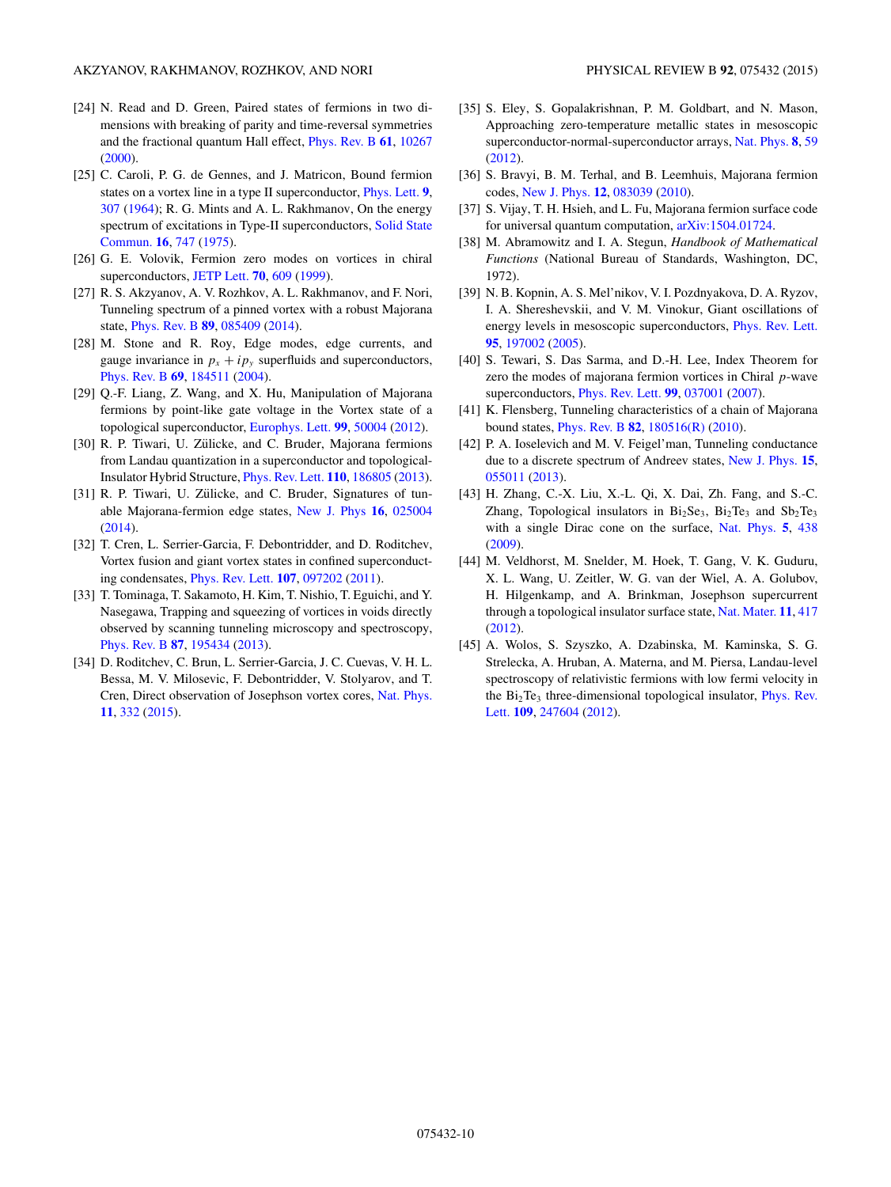[24] N. Read and D. Green, Paired states of fermions in two dimensions with breaking of parity and time-reversal symmetries and the fractional quantum Hall effect, Phys. Rev. B **61**, 10267 (2000).

[25] C. Caroli, P. G. de Gennes, and J. Matricon, Bound fermion states on a vortex line in a type II superconductor, Phys. Lett. **9**, 307 (1964); R. G. Mints and A. L. Rakhmanov, On the energy spectrum of excitations in Type-II superconductors, Solid State Commun. **16**, 747 (1975).

[26] G. E. Volovik, Fermion zero modes on vortices in chiral superconductors, JETP Lett. **70**, 609 (1999).

[27] R. S. Akzyanov, A. V. Rozhkov, A. L. Rakhmanov, and F. Nori, Tunneling spectrum of a pinned vortex with a robust Majorana state, Phys. Rev. B **89**, 085409 (2014).

[28] M. Stone and R. Roy, Edge modes, edge currents, and gauge invariance in $p_x + ip_y$ superfluids and superconductors, Phys. Rev. B **69**, 184511 (2004).

[29] Q.-F. Liang, Z. Wang, and X. Hu, Manipulation of Majorana fermions by point-like gate voltage in the Vortex state of a topological superconductor, Europhys. Lett. **99**, 50004 (2012).

[30] R. P. Tiwari, U. Zülicke, and C. Bruder, Majorana fermions from Landau quantization in a superconductor and topological-Insulator Hybrid Structure, Phys. Rev. Lett. **110**, 186805 (2013).

[31] R. P. Tiwari, U. Zülicke, and C. Bruder, Signatures of tunable Majorana-fermion edge states, New J. Phys **16**, 025004 (2014).

[32] T. Cren, L. Serrier-Garcia, F. Debontridder, and D. Roditchev, Vortex fusion and giant vortex states in confined superconducting condensates, Phys. Rev. Lett. **107**, 097202 (2011).

[33] T. Tominaga, T. Sakamoto, H. Kim, T. Nishio, T. Eguichi, and Y. Nasegawa, Trapping and squeezing of vortices in voids directly observed by scanning tunneling microscopy and spectroscopy, Phys. Rev. B **87**, 195434 (2013).

[34] D. Roditchev, C. Brun, L. Serrier-Garcia, J. C. Cuevas, V. H. L. Bessa, M. V. Milosevic, F. Debontridder, V. Stolyarov, and T. Cren, Direct observation of Josephson vortex cores, Nat. Phys. **11**, 332 (2015).

[35] S. Eley, S. Gopalakrishnan, P. M. Goldbart, and N. Mason, Approaching zero-temperature metallic states in mesoscopic superconductor-normal-superconductor arrays, Nat. Phys. **8**, 59 (2012).

[36] S. Bravyi, B. M. Terhal, and B. Leemhuis, Majorana fermion codes, New J. Phys. **12**, 083039 (2010).

[37] S. Vijay, T. H. Hsieh, and L. Fu, Majorana fermion surface code for universal quantum computation, arXiv:1504.01724.

[38] M. Abramowitz and I. A. Stegun, *Handbook of Mathematical Functions* (National Bureau of Standards, Washington, DC, 1972).

[39] N. B. Kopnin, A. S. Mel'nikov, V. I. Pozdnyakova, D. A. Ryzov, I. A. Shereshevskii, and V. M. Vinokur, Giant oscillations of energy levels in mesoscopic superconductors, Phys. Rev. Lett. **95**, 197002 (2005).

[40] S. Tewari, S. Das Sarma, and D.-H. Lee, Index Theorem for zero the modes of majorana fermion vortices in Chiral $p$-wave superconductors, Phys. Rev. Lett. **99**, 037001 (2007).

[41] K. Flensberg, Tunneling characteristics of a chain of Majorana bound states, Phys. Rev. B **82**, 180516(R) (2010).

[42] P. A. Ioselevich and M. V. Feigel'man, Tunneling conductance due to a discrete spectrum of Andreev states, New J. Phys. **15**, 055011 (2013).

[43] H. Zhang, C.-X. Liu, X.-L. Qi, X. Dai, Zh. Fang, and S.-C. Zhang, Topological insulators in $Bi_2Se_3$, $Bi_2Te_3$ and $Sb_2Te_3$ with a single Dirac cone on the surface, Nat. Phys. **5**, 438 (2009).

[44] M. Veldhorst, M. Snelder, M. Hoek, T. Gang, V. K. Guduru, X. L. Wang, U. Zeitler, W. G. van der Wiel, A. A. Golubov, H. Hilgenkamp, and A. Brinkman, Josephson supercurrent through a topological insulator surface state, Nat. Mater. **11**, 417 (2012).

[45] A. Wolos, S. Szyszko, A. Dzabinska, M. Kaminska, S. G. Strelecka, A. Hruban, A. Materna, and M. Piersa, Landau-level spectroscopy of relativistic fermions with low fermi velocity in the $Bi_2Te_3$ three-dimensional topological insulator, Phys. Rev. Lett. **109**, 247604 (2012).